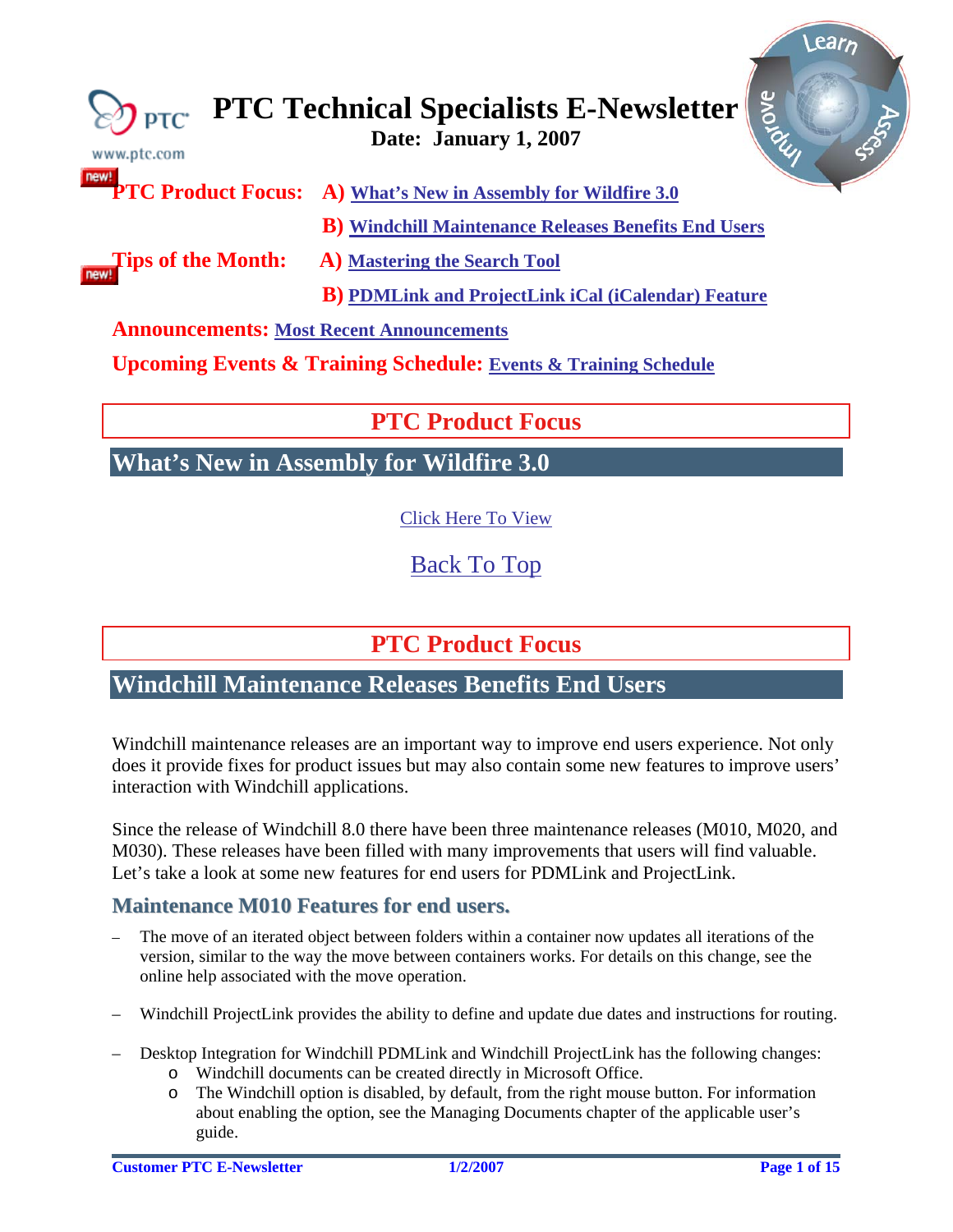# PTC Technical Specialists E-Newsletter

**Date: January 1, 2007**

**PTC Product Focus:** **A)** What's New in Assembly for Wildfire 3.0

**B)** Windchill Maintenance Releases Benefits End Users

**Tips of the Month:** **A)** Mastering the Search Tool

**B)** PDMLink and ProjectLink iCal (iCalendar) Feature

**Announcements:** Most Recent Announcements

**Upcoming Events & Training Schedule:** Events & Training Schedule

## PTC Product Focus

## What's New in Assembly for Wildfire 3.0

Click Here To View

Back To Top

## PTC Product Focus

## Windchill Maintenance Releases Benefits End Users

Windchill maintenance releases are an important way to improve end users experience. Not only does it provide fixes for product issues but may also contain some new features to improve users' interaction with Windchill applications.

Since the release of Windchill 8.0 there have been three maintenance releases (M010, M020, and M030). These releases have been filled with many improvements that users will find valuable. Let's take a look at some new features for end users for PDMLink and ProjectLink.

### Maintenance M010 Features for end users.

- The move of an iterated object between folders within a container now updates all iterations of the version, similar to the way the move between containers works. For details on this change, see the online help associated with the move operation.
- Windchill ProjectLink provides the ability to define and update due dates and instructions for routing.
- Desktop Integration for Windchill PDMLink and Windchill ProjectLink has the following changes:
  - Windchill documents can be created directly in Microsoft Office.
  - The Windchill option is disabled, by default, from the right mouse button. For information about enabling the option, see the Managing Documents chapter of the applicable user's guide.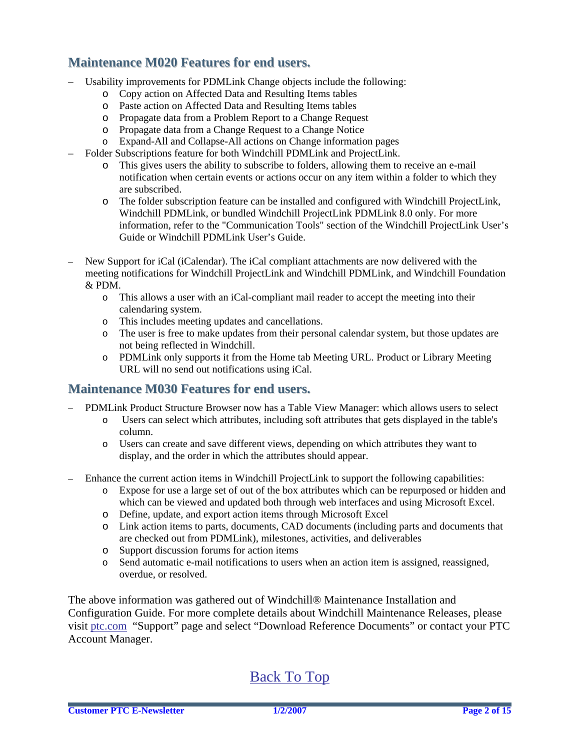## Maintenance M020 Features for end users.

- Usability improvements for PDMLink Change objects include the following:
  - Copy action on Affected Data and Resulting Items tables
  - Paste action on Affected Data and Resulting Items tables
  - Propagate data from a Problem Report to a Change Request
  - Propagate data from a Change Request to a Change Notice
  - Expand-All and Collapse-All actions on Change information pages
- Folder Subscriptions feature for both Windchill PDMLink and ProjectLink.
  - This gives users the ability to subscribe to folders, allowing them to receive an e-mail notification when certain events or actions occur on any item within a folder to which they are subscribed.
  - The folder subscription feature can be installed and configured with Windchill ProjectLink, Windchill PDMLink, or bundled Windchill ProjectLink PDMLink 8.0 only. For more information, refer to the "Communication Tools" section of the Windchill ProjectLink User's Guide or Windchill PDMLink User's Guide.

- New Support for iCal (iCalendar). The iCal compliant attachments are now delivered with the meeting notifications for Windchill ProjectLink and Windchill PDMLink, and Windchill Foundation & PDM.
  - This allows a user with an iCal-compliant mail reader to accept the meeting into their calendaring system.
  - This includes meeting updates and cancellations.
  - The user is free to make updates from their personal calendar system, but those updates are not being reflected in Windchill.
  - PDMLink only supports it from the Home tab Meeting URL. Product or Library Meeting URL will no send out notifications using iCal.

## Maintenance M030 Features for end users.

- PDMLink Product Structure Browser now has a Table View Manager: which allows users to select
  - Users can select which attributes, including soft attributes that gets displayed in the table's column.
  - Users can create and save different views, depending on which attributes they want to display, and the order in which the attributes should appear.

- Enhance the current action items in Windchill ProjectLink to support the following capabilities:
  - Expose for use a large set of out of the box attributes which can be repurposed or hidden and which can be viewed and updated both through web interfaces and using Microsoft Excel.
  - Define, update, and export action items through Microsoft Excel
  - Link action items to parts, documents, CAD documents (including parts and documents that are checked out from PDMLink), milestones, activities, and deliverables
  - Support discussion forums for action items
  - Send automatic e-mail notifications to users when an action item is assigned, reassigned, overdue, or resolved.

The above information was gathered out of Windchill® Maintenance Installation and Configuration Guide. For more complete details about Windchill Maintenance Releases, please visit ptc.com "Support" page and select "Download Reference Documents" or contact your PTC Account Manager.

Back To Top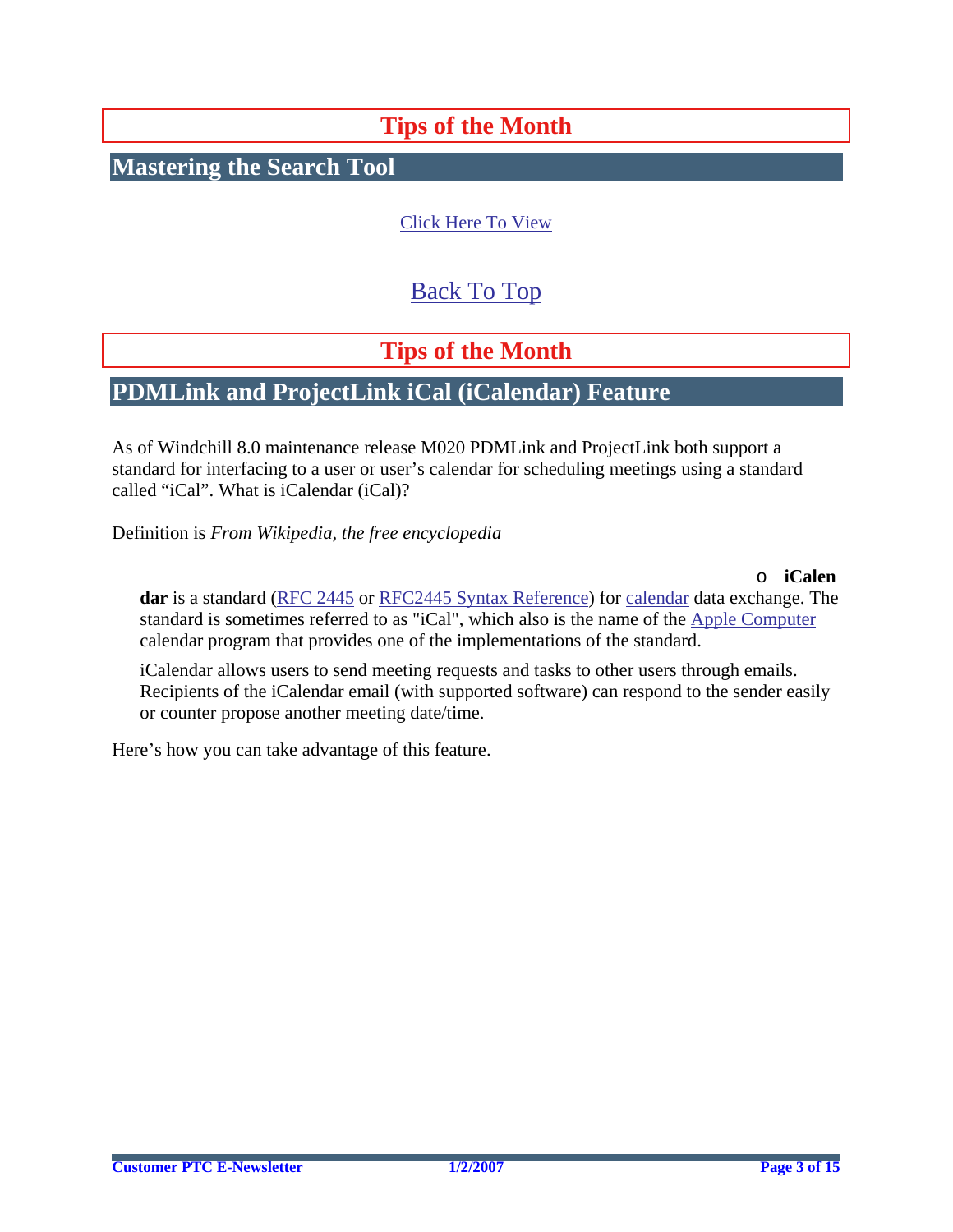# Tips of the Month

## Mastering the Search Tool

Click Here To View

Back To Top

# Tips of the Month

## PDMLink and ProjectLink iCal (iCalendar) Feature

As of Windchill 8.0 maintenance release M020 PDMLink and ProjectLink both support a standard for interfacing to a user or user's calendar for scheduling meetings using a standard called "iCal". What is iCalendar (iCal)?

Definition is *From Wikipedia, the free encyclopedia*

> **iCalendar** is a standard (RFC 2445 or RFC2445 Syntax Reference) for calendar data exchange. The standard is sometimes referred to as "iCal", which also is the name of the Apple Computer calendar program that provides one of the implementations of the standard.
>
> iCalendar allows users to send meeting requests and tasks to other users through emails. Recipients of the iCalendar email (with supported software) can respond to the sender easily or counter propose another meeting date/time.

Here's how you can take advantage of this feature.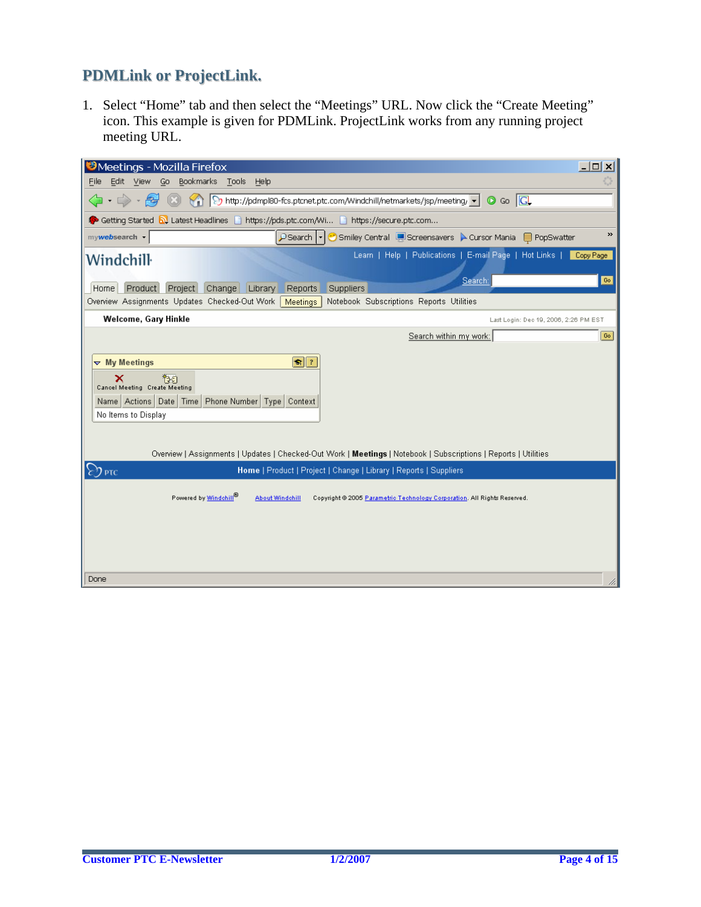## PDMLink or ProjectLink.

1. Select "Home" tab and then select the "Meetings" URL. Now click the "Create Meeting" icon. This example is given for PDMLink. ProjectLink works from any running project meeting URL.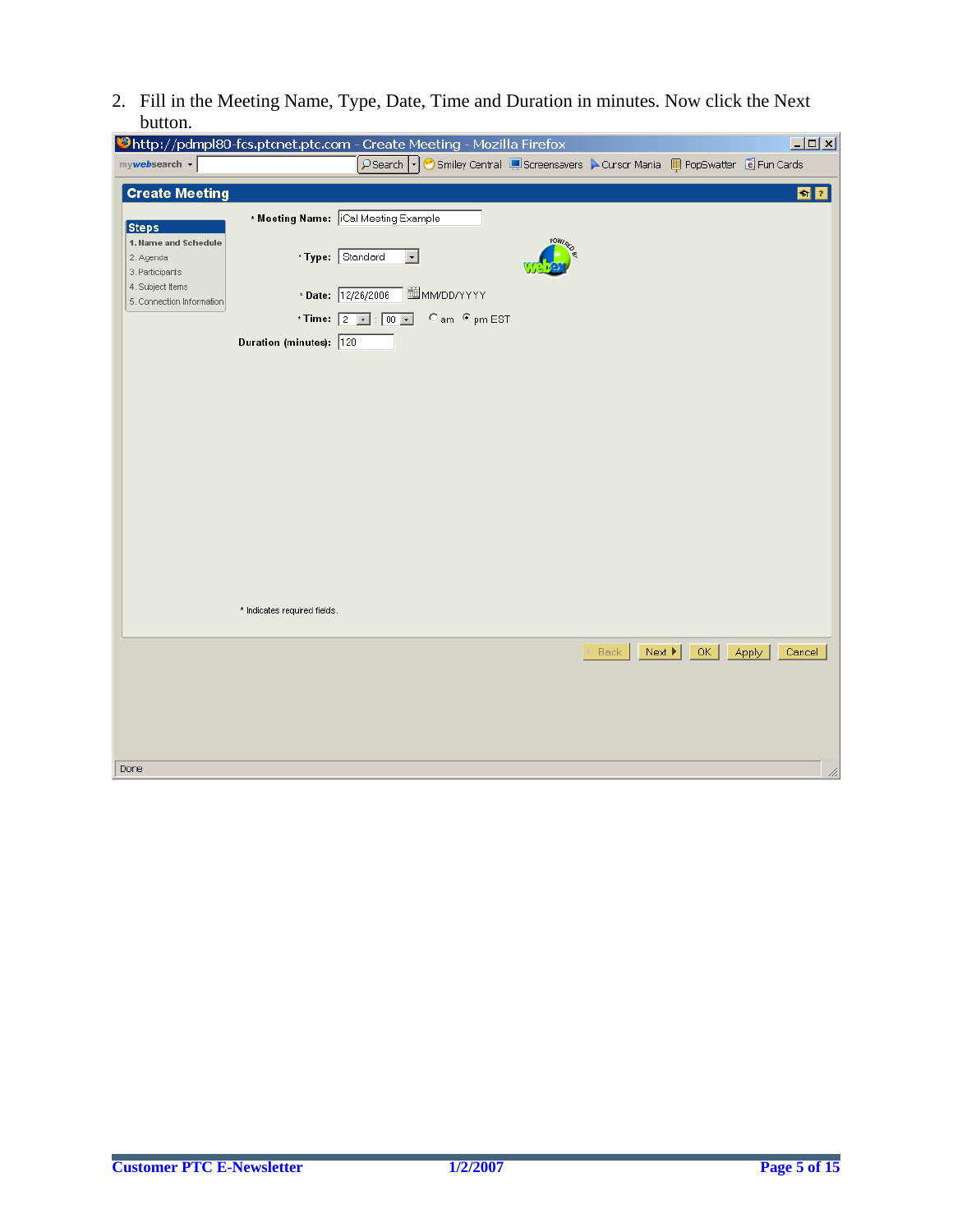2. Fill in the Meeting Name, Type, Date, Time and Duration in minutes. Now click the Next button.

http://pdmpl80-fcs.ptcnet.ptc.com - Create Meeting - Mozilla Firefox

mywebsearch | Search | Smiley Central | Screensavers | Cursor Mania | PopSwatter | Fun Cards

**Create Meeting**

**Steps**

1. Name and Schedule
2. Agenda
3. Participants
4. Subject Items
5. Connection Information

\* **Meeting Name:** iCal Meeting Example

\* **Type:** Standard

\* **Date:** 12/26/2006 MM/DD/YYYY

\* **Time:** 2 : 00 am pm EST

**Duration (minutes):** 120

\* Indicates required fields.

Back | Next | OK | Apply | Cancel

Done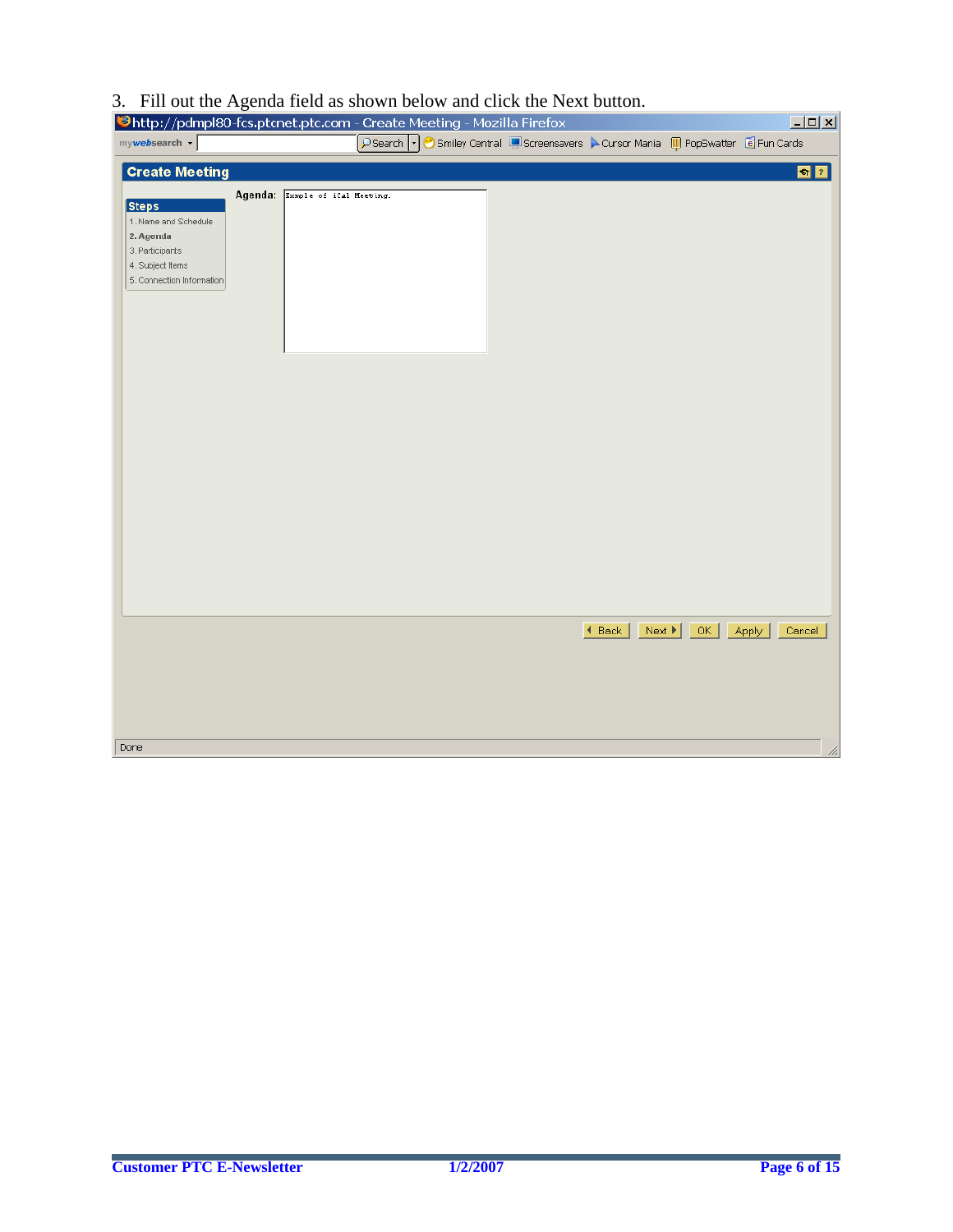3. Fill out the Agenda field as shown below and click the Next button.

http://pdmpl80-fcs.ptcnet.ptc.com - Create Meeting - Mozilla Firefox

mywebsearch | Search | Smiley Central | Screensavers | Cursor Mania | PopSwatter | Fun Cards

**Create Meeting**

**Steps**

1. Name and Schedule
2. **Agenda**
3. Participants
4. Subject Items
5. Connection Information

Agenda: Exmple of iCal Meeting.

Back | Next | OK | Apply | Cancel

Done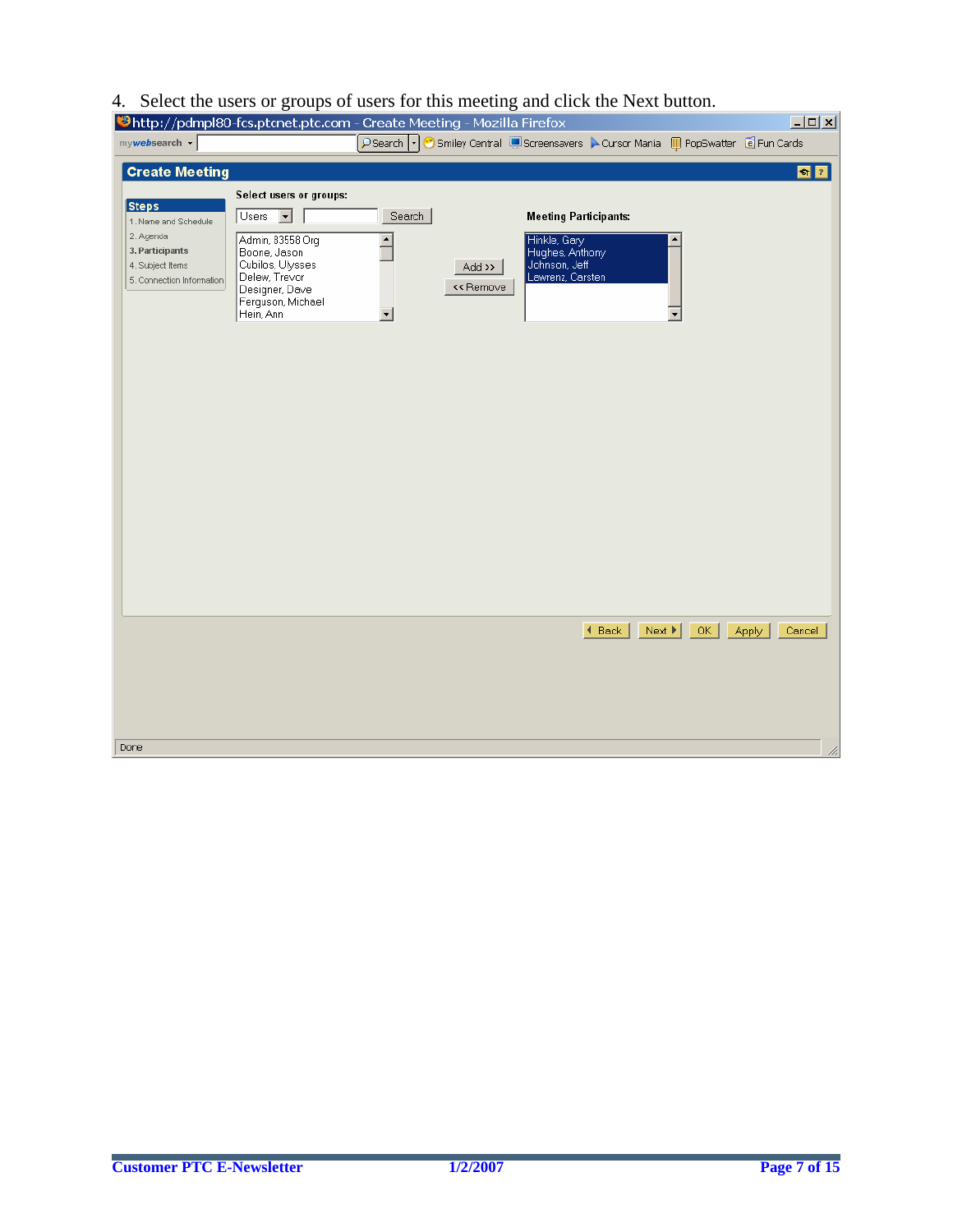4. Select the users or groups of users for this meeting and click the Next button.

http://pdmpl80-fcs.ptcnet.ptc.com - Create Meeting - Mozilla Firefox

**Create Meeting**

**Steps**

1. Name and Schedule
2. Agenda
3. **Participants**
4. Subject Items
5. Connection Information

Select users or groups:

Users | Search

- Admin, 83558 Org
- Boone, Jason
- Cubilos, Ulysses
- Delew, Trevor
- Designer, Dave
- Ferguson, Michael
- Hein, Ann

Add >>

<< Remove

**Meeting Participants:**

- Hinkle, Gary
- Hughes, Anthony
- Johnson, Jeff
- Lewrenz, Carsten

Back | Next | OK | Apply | Cancel

Done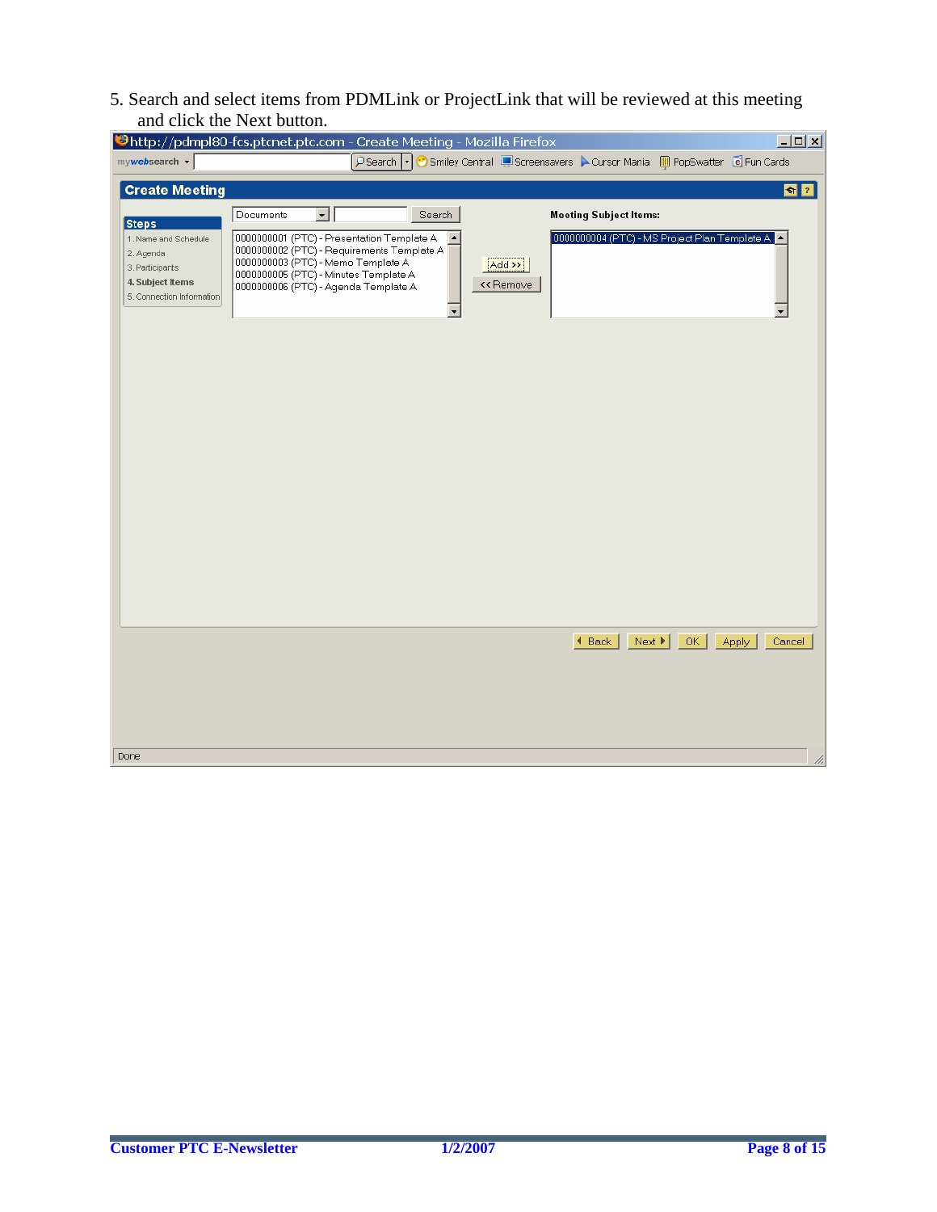5. Search and select items from PDMLink or ProjectLink that will be reviewed at this meeting and click the Next button.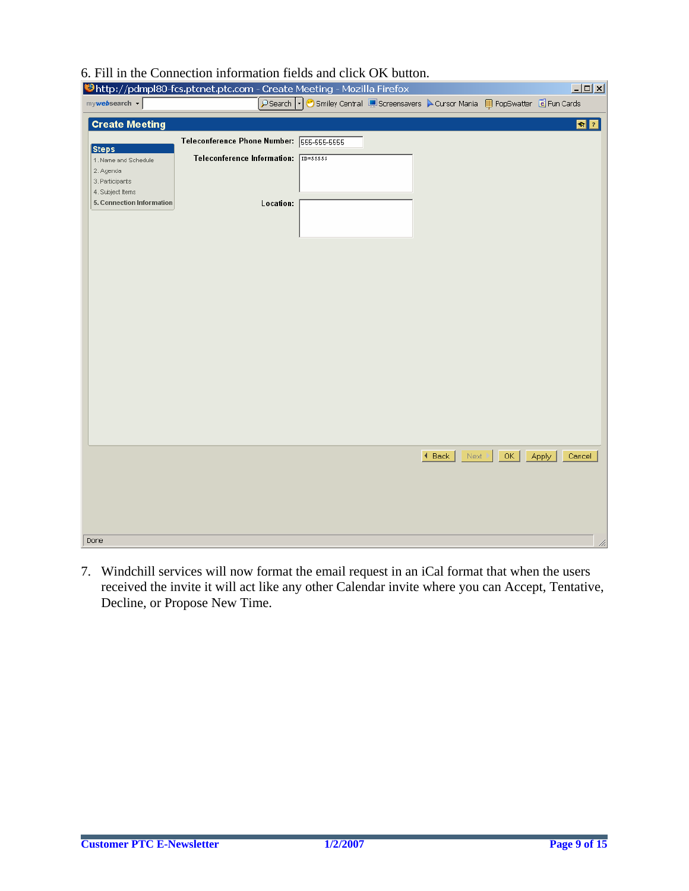6. Fill in the Connection information fields and click OK button.

7. Windchill services will now format the email request in an iCal format that when the users received the invite it will act like any other Calendar invite where you can Accept, Tentative, Decline, or Propose New Time.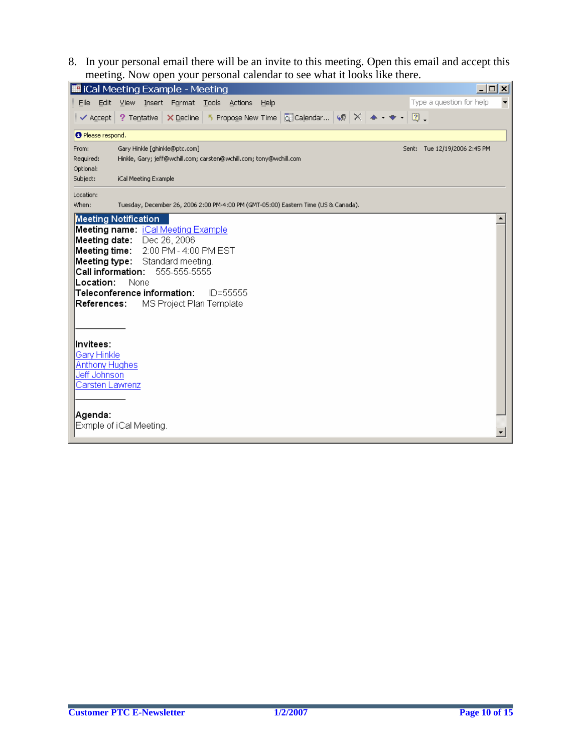8. In your personal email there will be an invite to this meeting. Open this email and accept this meeting. Now open your personal calendar to see what it looks like there.

iCal Meeting Example - Meeting

File Edit View Insert Format Tools Actions Help

Accept | Tentative | Decline | Propose New Time | Calendar...

Please respond.

From: Gary Hinkle [ghinkle@ptc.com]
Sent: Tue 12/19/2006 2:45 PM
Required: Hinkle, Gary; jeff@wchill.com; carsten@wchill.com; tony@wchill.com
Optional:
Subject: iCal Meeting Example

Location:
When: Tuesday, December 26, 2006 2:00 PM-4:00 PM (GMT-05:00) Eastern Time (US & Canada).

**Meeting Notification**

**Meeting name:** iCal Meeting Example
**Meeting date:** Dec 26, 2006
**Meeting time:** 2:00 PM - 4:00 PM EST
**Meeting type:** Standard meeting.
**Call information:** 555-555-5555
**Location:** None
**Teleconference information:** ID=55555
**References:** MS Project Plan Template

**Invitees:**
Gary Hinkle
Anthony Hughes
Jeff Johnson
Carsten Lawrenz

**Agenda:**
Exmple of iCal Meeting.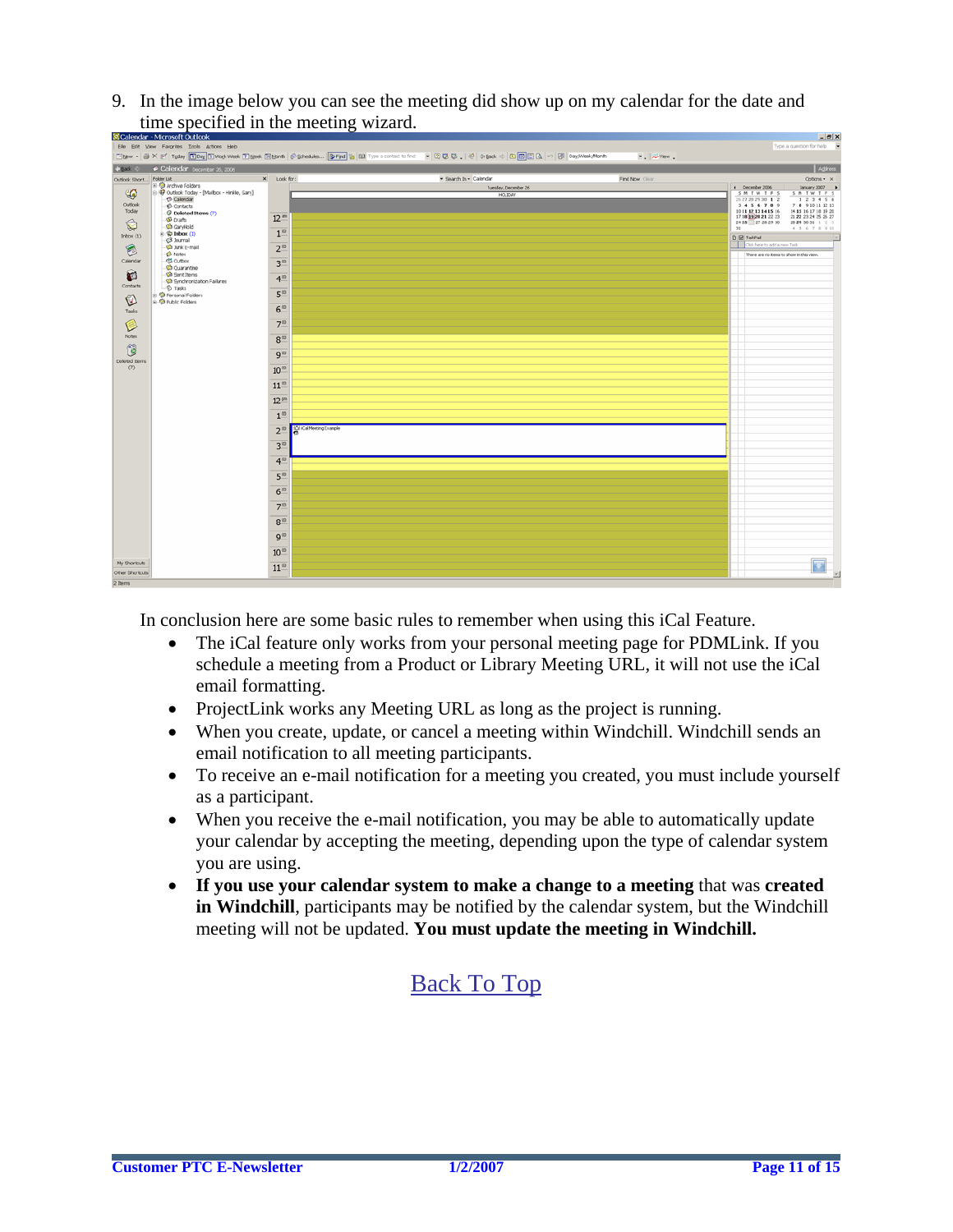9. In the image below you can see the meeting did show up on my calendar for the date and time specified in the meeting wizard.

In conclusion here are some basic rules to remember when using this iCal Feature.

- The iCal feature only works from your personal meeting page for PDMLink. If you schedule a meeting from a Product or Library Meeting URL, it will not use the iCal email formatting.
- ProjectLink works any Meeting URL as long as the project is running.
- When you create, update, or cancel a meeting within Windchill. Windchill sends an email notification to all meeting participants.
- To receive an e-mail notification for a meeting you created, you must include yourself as a participant.
- When you receive the e-mail notification, you may be able to automatically update your calendar by accepting the meeting, depending upon the type of calendar system you are using.
- **If you use your calendar system to make a change to a meeting** that was **created in Windchill**, participants may be notified by the calendar system, but the Windchill meeting will not be updated. **You must update the meeting in Windchill.**

Back To Top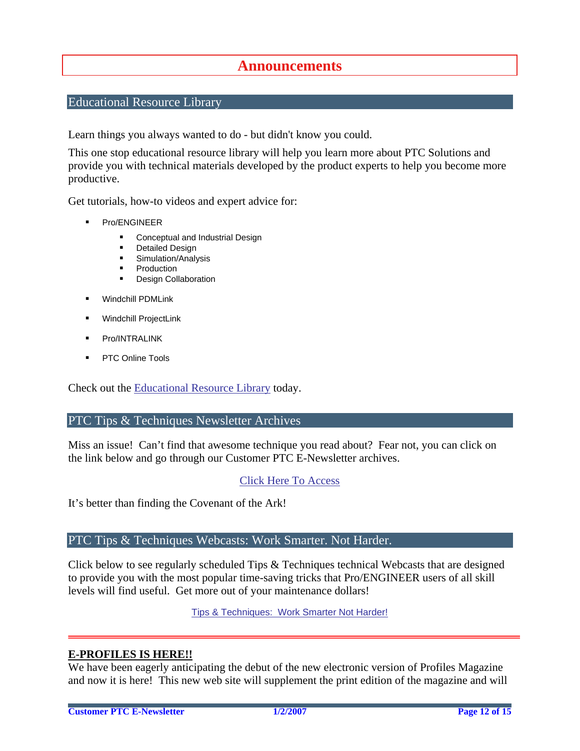# Announcements

## Educational Resource Library

Learn things you always wanted to do - but didn't know you could.

This one stop educational resource library will help you learn more about PTC Solutions and provide you with technical materials developed by the product experts to help you become more productive.

Get tutorials, how-to videos and expert advice for:

- Pro/ENGINEER
  - Conceptual and Industrial Design
  - Detailed Design
  - Simulation/Analysis
  - Production
  - Design Collaboration
- Windchill PDMLink
- Windchill ProjectLink
- Pro/INTRALINK
- PTC Online Tools

Check out the Educational Resource Library today.

## PTC Tips & Techniques Newsletter Archives

Miss an issue! Can't find that awesome technique you read about? Fear not, you can click on the link below and go through our Customer PTC E-Newsletter archives.

Click Here To Access

It's better than finding the Covenant of the Ark!

## PTC Tips & Techniques Webcasts: Work Smarter. Not Harder.

Click below to see regularly scheduled Tips & Techniques technical Webcasts that are designed to provide you with the most popular time-saving tricks that Pro/ENGINEER users of all skill levels will find useful. Get more out of your maintenance dollars!

Tips & Techniques: Work Smarter Not Harder!

---

**E-PROFILES IS HERE!!**

We have been eagerly anticipating the debut of the new electronic version of Profiles Magazine and now it is here! This new web site will supplement the print edition of the magazine and will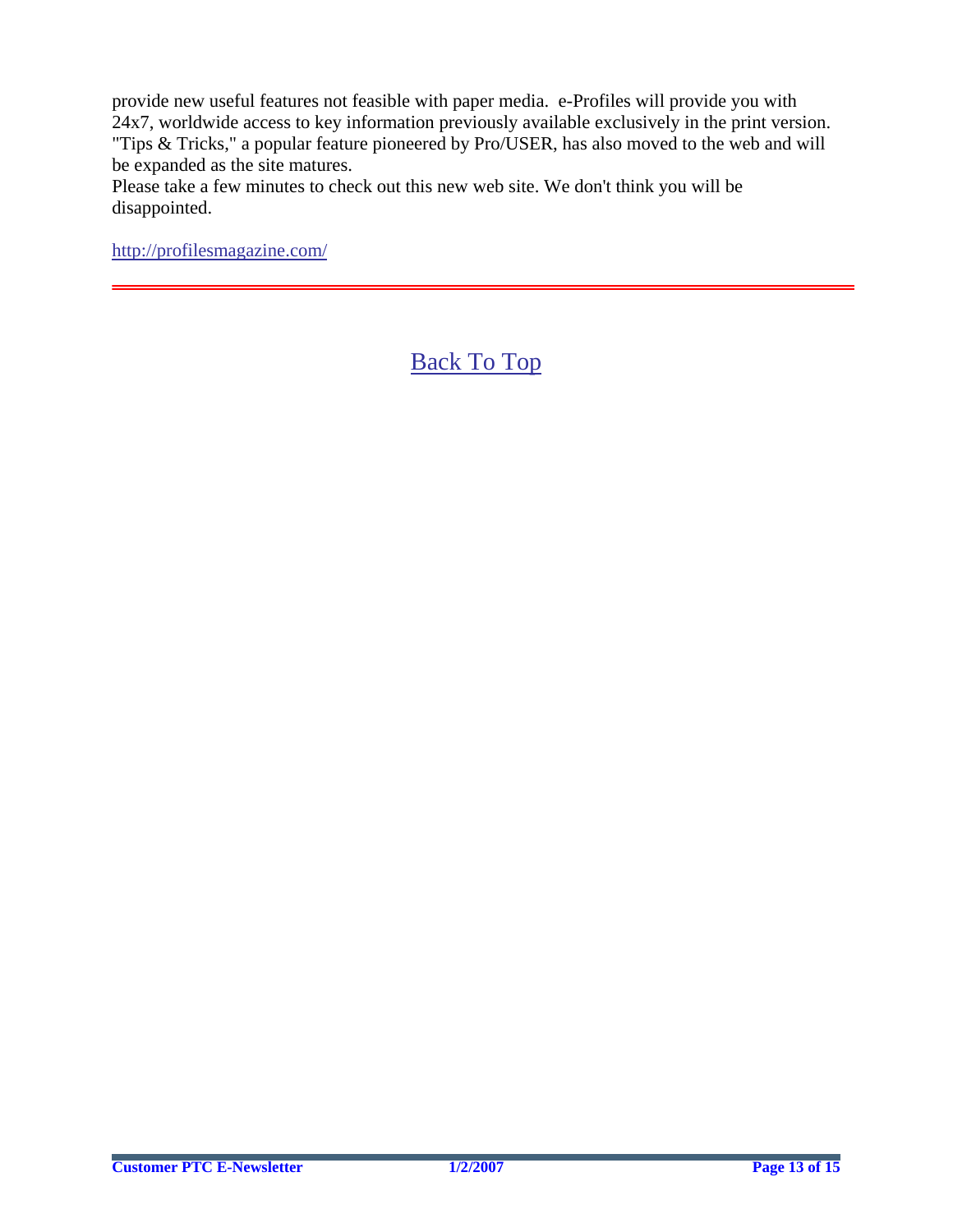provide new useful features not feasible with paper media.  e-Profiles will provide you with 24x7, worldwide access to key information previously available exclusively in the print version. "Tips & Tricks," a popular feature pioneered by Pro/USER, has also moved to the web and will be expanded as the site matures.
Please take a few minutes to check out this new web site. We don't think you will be disappointed.

http://profilesmagazine.com/

---

Back To Top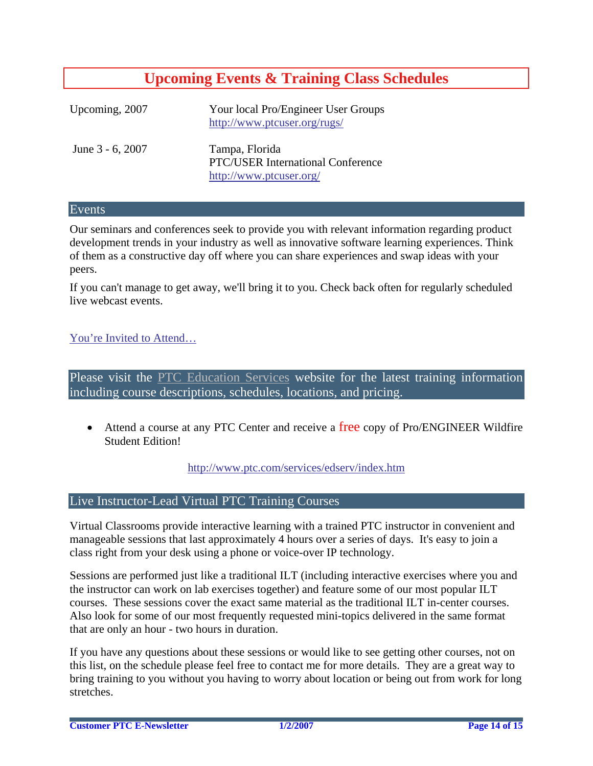# Upcoming Events & Training Class Schedules

| | |
|---|---|
| Upcoming, 2007 | Your local Pro/Engineer User Groups<br>http://www.ptcuser.org/rugs/ |
| June 3 - 6, 2007 | Tampa, Florida<br>PTC/USER International Conference<br>http://www.ptcuser.org/ |

## Events

Our seminars and conferences seek to provide you with relevant information regarding product development trends in your industry as well as innovative software learning experiences. Think of them as a constructive day off where you can share experiences and swap ideas with your peers.

If you can't manage to get away, we'll bring it to you. Check back often for regularly scheduled live webcast events.

You're Invited to Attend…

## Please visit the PTC Education Services website for the latest training information including course descriptions, schedules, locations, and pricing.

- Attend a course at any PTC Center and receive a free copy of Pro/ENGINEER Wildfire Student Edition!

http://www.ptc.com/services/edserv/index.htm

## Live Instructor-Lead Virtual PTC Training Courses

Virtual Classrooms provide interactive learning with a trained PTC instructor in convenient and manageable sessions that last approximately 4 hours over a series of days. It's easy to join a class right from your desk using a phone or voice-over IP technology.

Sessions are performed just like a traditional ILT (including interactive exercises where you and the instructor can work on lab exercises together) and feature some of our most popular ILT courses. These sessions cover the exact same material as the traditional ILT in-center courses. Also look for some of our most frequently requested mini-topics delivered in the same format that are only an hour - two hours in duration.

If you have any questions about these sessions or would like to see getting other courses, not on this list, on the schedule please feel free to contact me for more details. They are a great way to bring training to you without you having to worry about location or being out from work for long stretches.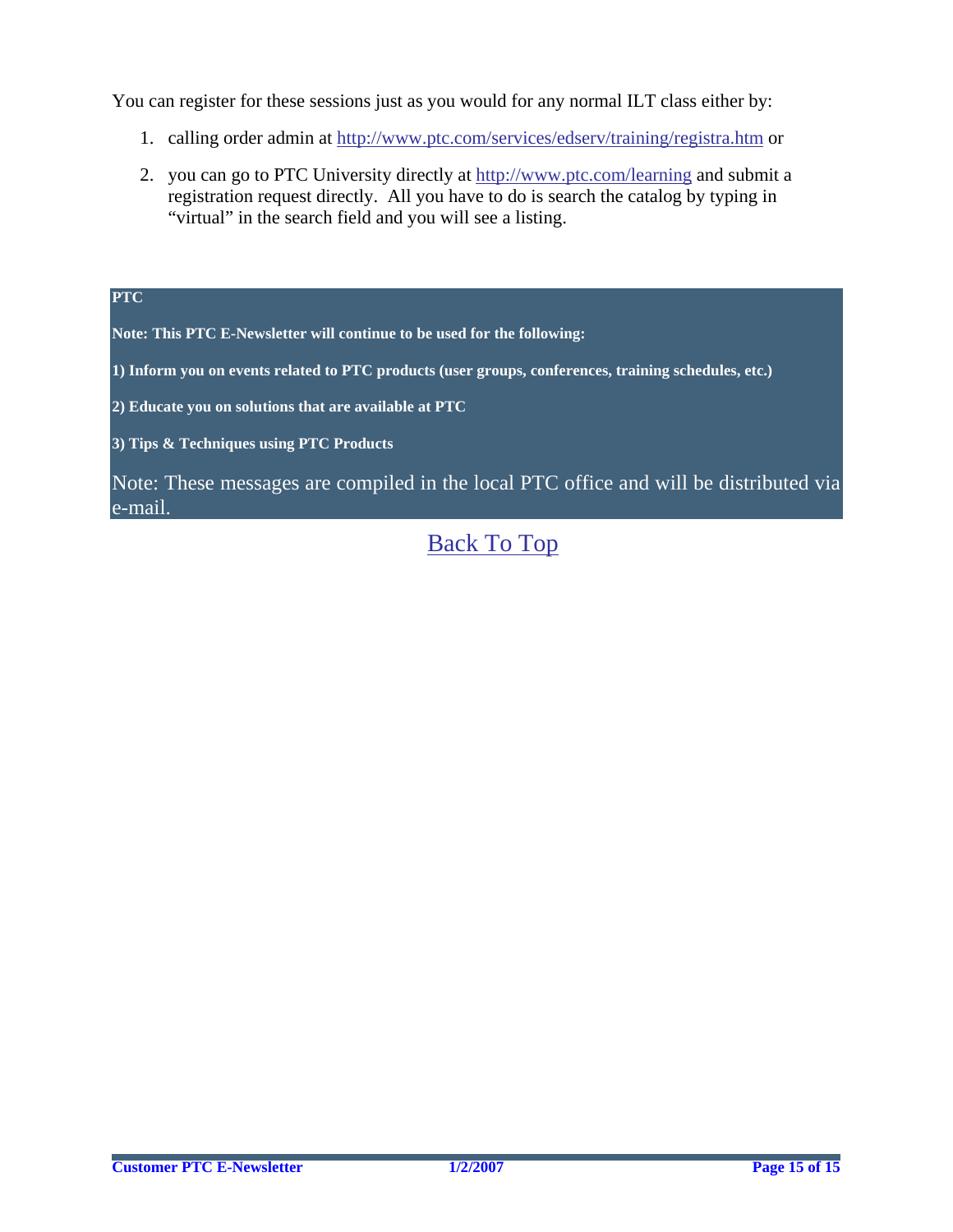You can register for these sessions just as you would for any normal ILT class either by:

1. calling order admin at http://www.ptc.com/services/edserv/training/registra.htm or
2. you can go to PTC University directly at http://www.ptc.com/learning and submit a registration request directly. All you have to do is search the catalog by typing in "virtual" in the search field and you will see a listing.

**PTC**

**Note: This PTC E-Newsletter will continue to be used for the following:**

**1) Inform you on events related to PTC products (user groups, conferences, training schedules, etc.)**

**2) Educate you on solutions that are available at PTC**

**3) Tips & Techniques using PTC Products**

Note: These messages are compiled in the local PTC office and will be distributed via e-mail.

Back To Top